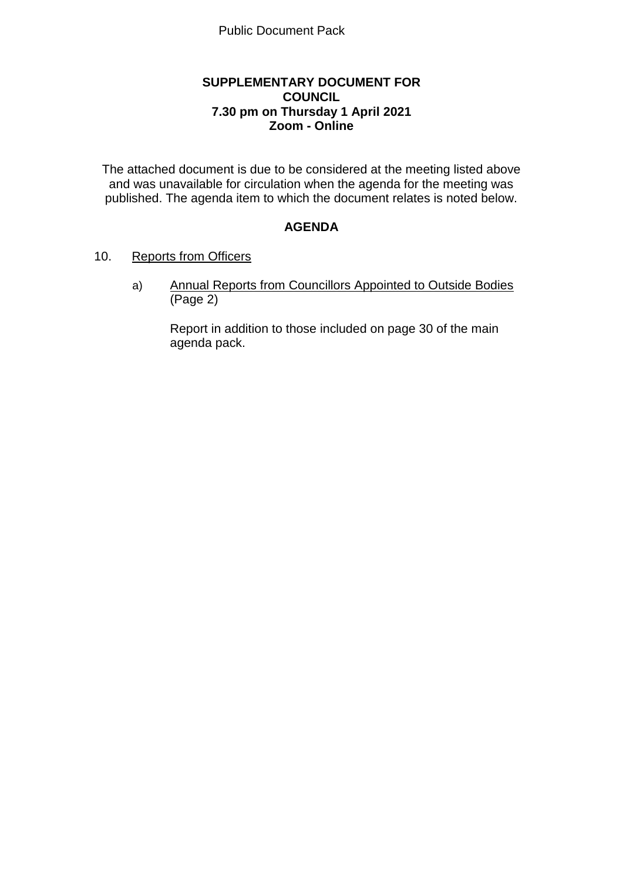Public Document Pack

**SUPPLEMENTARY DOCUMENT FOR COUNCIL**
**7.30 pm on Thursday 1 April 2021**
**Zoom - Online**

The attached document is due to be considered at the meeting listed above and was unavailable for circulation when the agenda for the meeting was published. The agenda item to which the document relates is noted below.

## AGENDA

10. Reports from Officers

    a) Annual Reports from Councillors Appointed to Outside Bodies (Page 2)

       Report in addition to those included on page 30 of the main agenda pack.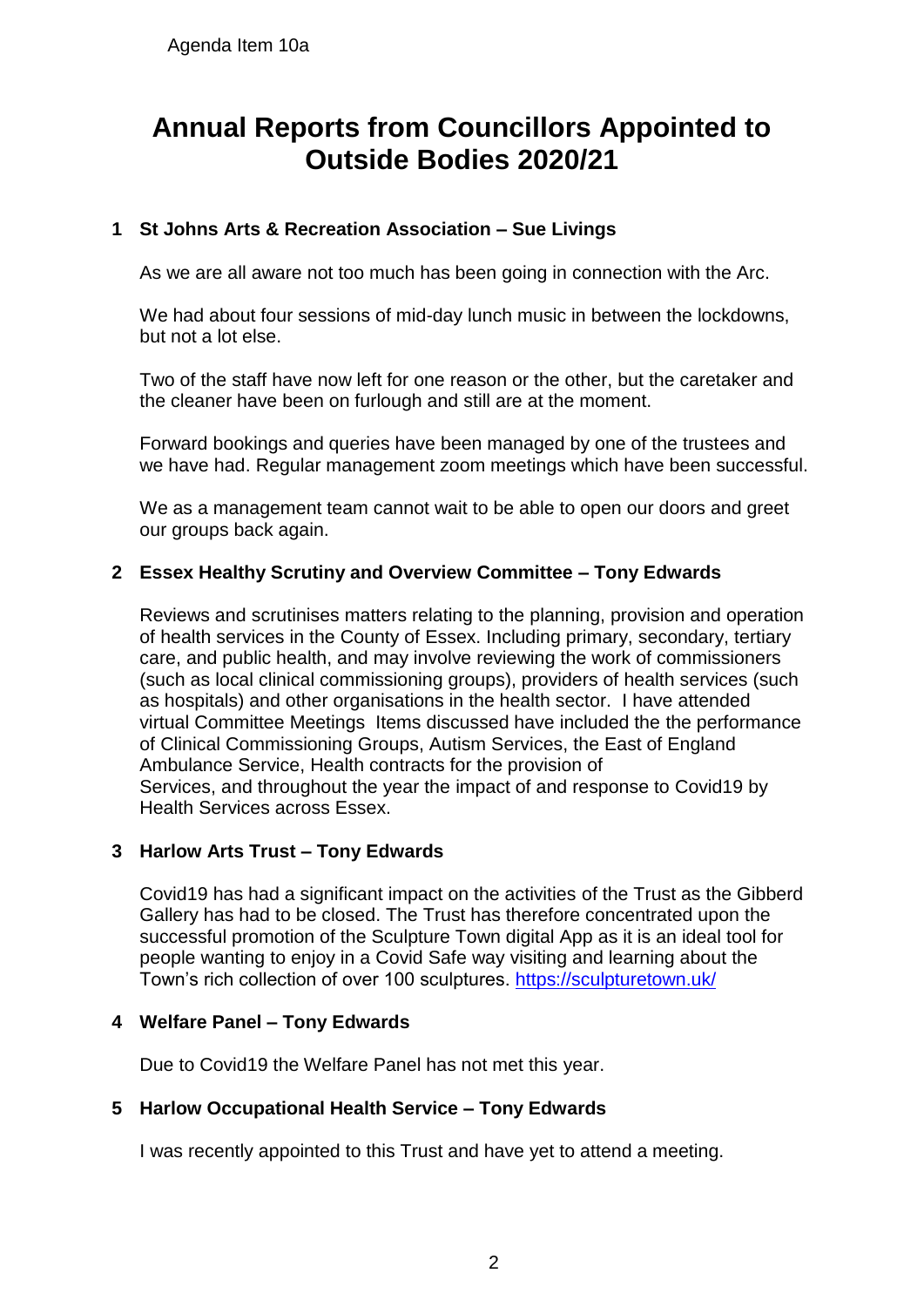Agenda Item 10a

# Annual Reports from Councillors Appointed to Outside Bodies 2020/21

## 1 St Johns Arts & Recreation Association – Sue Livings

As we are all aware not too much has been going in connection with the Arc.

We had about four sessions of mid-day lunch music in between the lockdowns, but not a lot else.

Two of the staff have now left for one reason or the other, but the caretaker and the cleaner have been on furlough and still are at the moment.

Forward bookings and queries have been managed by one of the trustees and we have had. Regular management zoom meetings which have been successful.

We as a management team cannot wait to be able to open our doors and greet our groups back again.

## 2 Essex Healthy Scrutiny and Overview Committee – Tony Edwards

Reviews and scrutinises matters relating to the planning, provision and operation of health services in the County of Essex. Including primary, secondary, tertiary care, and public health, and may involve reviewing the work of commissioners (such as local clinical commissioning groups), providers of health services (such as hospitals) and other organisations in the health sector. I have attended virtual Committee Meetings Items discussed have included the the performance of Clinical Commissioning Groups, Autism Services, the East of England Ambulance Service, Health contracts for the provision of Services, and throughout the year the impact of and response to Covid19 by Health Services across Essex.

## 3 Harlow Arts Trust – Tony Edwards

Covid19 has had a significant impact on the activities of the Trust as the Gibberd Gallery has had to be closed. The Trust has therefore concentrated upon the successful promotion of the Sculpture Town digital App as it is an ideal tool for people wanting to enjoy in a Covid Safe way visiting and learning about the Town's rich collection of over 100 sculptures. https://sculpturetown.uk/

## 4 Welfare Panel – Tony Edwards

Due to Covid19 the Welfare Panel has not met this year.

## 5 Harlow Occupational Health Service – Tony Edwards

I was recently appointed to this Trust and have yet to attend a meeting.